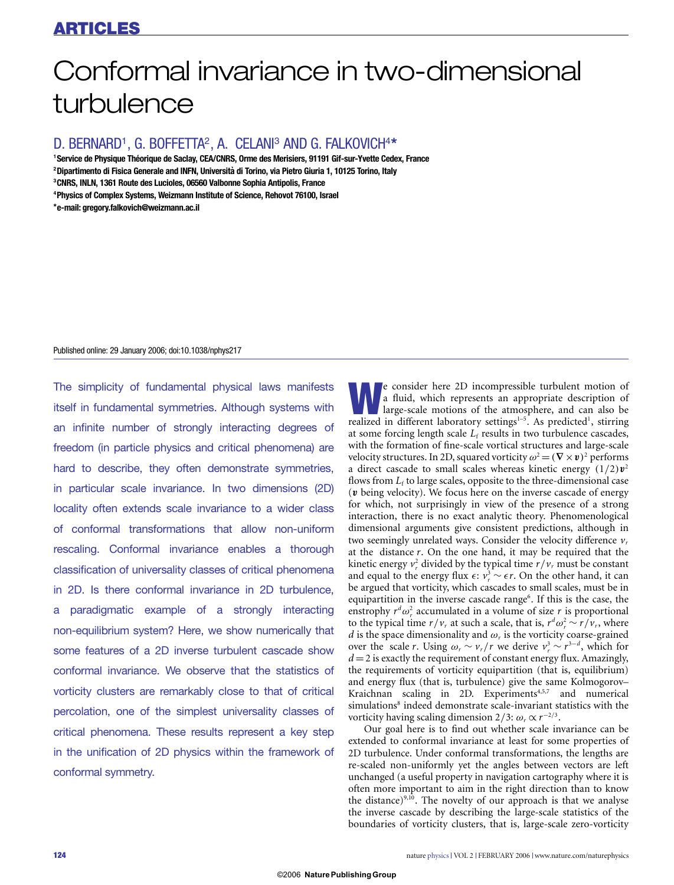# Conformal invariance in two-dimensional turbulence

D. BERNARD[1], G. BOFFETTA[2], A. CELANI[3] AND G. FALKOVICH[4*]

[1]Service de Physique Théorique de Saclay, CEA/CNRS, Orme des Merisiers, 91191 Gif-sur-Yvette Cedex, France
[2]Dipartimento di Fisica Generale and INFN, Università di Torino, via Pietro Giuria 1, 10125 Torino, Italy
[3]CNRS, INLN, 1361 Route des Lucioles, 06560 Valbonne Sophia Antipolis, France
[4]Physics of Complex Systems, Weizmann Institute of Science, Rehovot 76100, Israel
*e-mail: gregory.falkovich@weizmann.ac.il

Published online: 29 January 2006; doi:10.1038/nphys217

The simplicity of fundamental physical laws manifests itself in fundamental symmetries. Although systems with an infinite number of strongly interacting degrees of freedom (in particle physics and critical phenomena) are hard to describe, they often demonstrate symmetries, in particular scale invariance. In two dimensions (2D) locality often extends scale invariance to a wider class of conformal transformations that allow non-uniform rescaling. Conformal invariance enables a thorough classification of universality classes of critical phenomena in 2D. Is there conformal invariance in 2D turbulence, a paradigmatic example of a strongly interacting non-equilibrium system? Here, we show numerically that some features of a 2D inverse turbulent cascade show conformal invariance. We observe that the statistics of vorticity clusters are remarkably close to that of critical percolation, one of the simplest universality classes of critical phenomena. These results represent a key step in the unification of 2D physics within the framework of conformal symmetry.

We consider here 2D incompressible turbulent motion of a fluid, which represents an appropriate description of large-scale motions of the atmosphere, and can also be realized in different laboratory settings[1–5]. As predicted[1], stirring at some forcing length scale $L_f$ results in two turbulence cascades, with the formation of fine-scale vortical structures and large-scale velocity structures. In 2D, squared vorticity $\omega^2 = (\nabla \times \boldsymbol{v})^2$ performs a direct cascade to small scales whereas kinetic energy $(1/2)\boldsymbol{v}^2$ flows from $L_f$ to large scales, opposite to the three-dimensional case ($\boldsymbol{v}$ being velocity). We focus here on the inverse cascade of energy for which, not surprisingly in view of the presence of a strong interaction, there is no exact analytic theory. Phenomenological dimensional arguments give consistent predictions, although in two seemingly unrelated ways. Consider the velocity difference $v_r$ at the distance $r$. On the one hand, it may be required that the kinetic energy $v_r^2$ divided by the typical time $r/v_r$ must be constant and equal to the energy flux $\epsilon$: $v_r^3 \sim \epsilon r$. On the other hand, it can be argued that vorticity, which cascades to small scales, must be in equipartition in the inverse cascade range[6]. If this is the case, the enstrophy $r^d \omega_r^2$ accumulated in a volume of size $r$ is proportional to the typical time $r/v_r$ at such a scale, that is, $r^d \omega_r^2 \sim r/v_r$, where $d$ is the space dimensionality and $\omega_r$ is the vorticity coarse-grained over the scale $r$. Using $\omega_r \sim v_r/r$ we derive $v_r^3 \sim r^{3-d}$, which for $d=2$ is exactly the requirement of constant energy flux. Amazingly, the requirements of vorticity equipartition (that is, equilibrium) and energy flux (that is, turbulence) give the same Kolmogorov–Kraichnan scaling in 2D. Experiments[4,5,7] and numerical simulations[8] indeed demonstrate scale-invariant statistics with the vorticity having scaling dimension 2/3: $\omega_r \propto r^{-2/3}$.

Our goal here is to find out whether scale invariance can be extended to conformal invariance at least for some properties of 2D turbulence. Under conformal transformations, the lengths are re-scaled non-uniformly yet the angles between vectors are left unchanged (a useful property in navigation cartography where it is often more important to aim in the right direction than to know the distance)[9,10]. The novelty of our approach is that we analyse the inverse cascade by describing the large-scale statistics of the boundaries of vorticity clusters, that is, large-scale zero-vorticity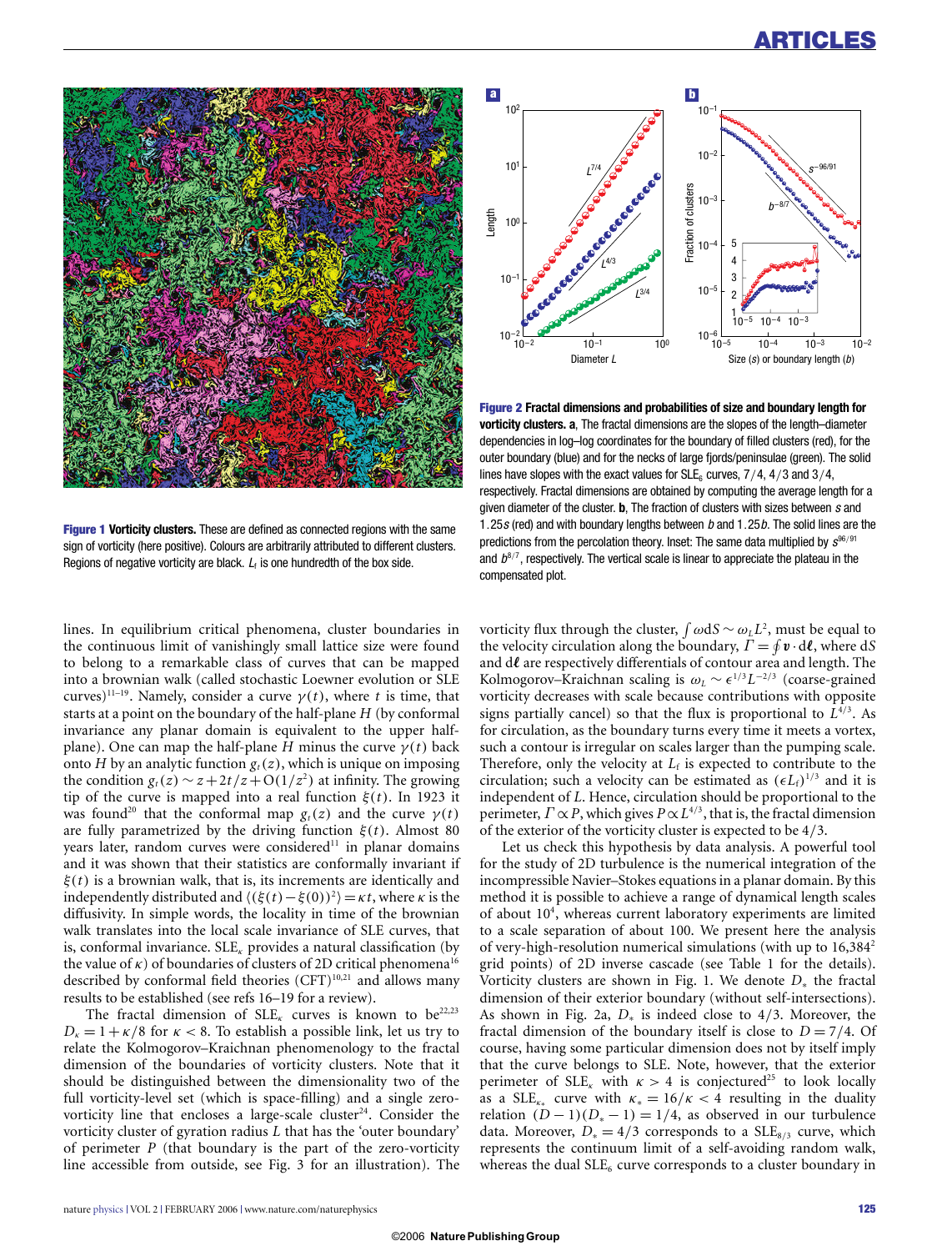Figure 1 **Vorticity clusters.** These are defined as connected regions with the same sign of vorticity (here positive). Colours are arbitrarily attributed to different clusters. Regions of negative vorticity are black. $L_f$ is one hundredth of the box side.

a

Length

$10^2$

$10^1$

$10^0$

$10^{-1}$

$10^{-2}$

$L^{7/4}$

$L^{4/3}$

$L^{3/4}$

$10^{-2}$ $10^{-1}$ $10^0$

Diameter $L$

b

Fraction of clusters

$10^{-1}$

$10^{-2}$

$10^{-3}$

$10^{-4}$

$10^{-5}$

$10^{-6}$

$s^{-96/91}$

$b^{-8/7}$

5 4 3 2 1

$10^{-5}$ $10^{-4}$ $10^{-3}$

$10^{-5}$ $10^{-4}$ $10^{-3}$ $10^{-2}$

Size ($s$) or boundary length ($b$)

**Figure 2 Fractal dimensions and probabilities of size and boundary length for vorticity clusters. a**, The fractal dimensions are the slopes of the length–diameter dependencies in log–log coordinates for the boundary of filled clusters (red), for the outer boundary (blue) and for the necks of large fjords/peninsulae (green). The solid lines have slopes with the exact values for $SLE_6$ curves, 7/4, 4/3 and 3/4, respectively. Fractal dimensions are obtained by computing the average length for a given diameter of the cluster. **b**, The fraction of clusters with sizes between $s$ and $1.25s$ (red) and with boundary lengths between $b$ and $1.25b$. The solid lines are the predictions from the percolation theory. Inset: The same data multiplied by $s^{96/91}$ and $b^{8/7}$, respectively. The vertical scale is linear to appreciate the plateau in the compensated plot.

lines. In equilibrium critical phenomena, cluster boundaries in the continuous limit of vanishingly small lattice size were found to belong to a remarkable class of curves that can be mapped into a brownian walk (called stochastic Loewner evolution or SLE curves)[11–19]. Namely, consider a curve $\gamma(t)$, where $t$ is time, that starts at a point on the boundary of the half-plane $H$ (by conformal invariance any planar domain is equivalent to the upper half-plane). One can map the half-plane $H$ minus the curve $\gamma(t)$ back onto $H$ by an analytic function $g_t(z)$, which is unique on imposing the condition $g_t(z) \sim z + 2t/z + O(1/z^2)$ at infinity. The growing tip of the curve is mapped into a real function $\xi(t)$. In 1923 it was found[20] that the conformal map $g_t(z)$ and the curve $\gamma(t)$ are fully parametrized by the driving function $\xi(t)$. Almost 80 years later, random curves were considered[11] in planar domains and it was shown that their statistics are conformally invariant if $\xi(t)$ is a brownian walk, that is, its increments are identically and independently distributed and $\langle(\xi(t)-\xi(0))^2\rangle = \kappa t$, where $\kappa$ is the diffusivity. In simple words, the locality in time of the brownian walk translates into the local scale invariance of SLE curves, that is, conformal invariance. $SLE_\kappa$ provides a natural classification (by the value of $\kappa$) of boundaries of clusters of 2D critical phenomena[16] described by conformal field theories (CFT)[10,21] and allows many results to be established (see refs 16–19 for a review).

The fractal dimension of $SLE_\kappa$ curves is known to be[22,23] $D_\kappa = 1 + \kappa/8$ for $\kappa < 8$. To establish a possible link, let us try to relate the Kolmogorov–Kraichnan phenomenology to the fractal dimension of the boundaries of vorticity clusters. Note that it should be distinguished between the dimensionality two of the full vorticity-level set (which is space-filling) and a single zero-vorticity line that encloses a large-scale cluster[24]. Consider the vorticity cluster of gyration radius $L$ that has the 'outer boundary' of perimeter $P$ (that boundary is the part of the zero-vorticity line accessible from outside, see Fig. 3 for an illustration). The vorticity flux through the cluster, $\int \omega \mathrm{d}S \sim \omega_L L^2$, must be equal to the velocity circulation along the boundary, $\Gamma = \oint \boldsymbol{v} \cdot \mathrm{d}\boldsymbol{\ell}$, where $\mathrm{d}S$ and $\mathrm{d}\boldsymbol{\ell}$ are respectively differentials of contour area and length. The Kolmogorov–Kraichnan scaling is $\omega_L \sim \epsilon^{1/3} L^{-2/3}$ (coarse-grained vorticity decreases with scale because contributions with opposite signs partially cancel) so that the flux is proportional to $L^{4/3}$. As for circulation, as the boundary turns every time it meets a vortex, such a contour is irregular on scales larger than the pumping scale. Therefore, only the velocity at $L_f$ is expected to contribute to the circulation; such a velocity can be estimated as $(\epsilon L_f)^{1/3}$ and it is independent of $L$. Hence, circulation should be proportional to the perimeter, $\Gamma \propto P$, which gives $P \propto L^{4/3}$, that is, the fractal dimension of the exterior of the vorticity cluster is expected to be 4/3.

Let us check this hypothesis by data analysis. A powerful tool for the study of 2D turbulence is the numerical integration of the incompressible Navier–Stokes equations in a planar domain. By this method it is possible to achieve a range of dynamical length scales of about $10^4$, whereas current laboratory experiments are limited to a scale separation of about 100. We present here the analysis of very-high-resolution numerical simulations (with up to $16{,}384^2$ grid points) of 2D inverse cascade (see Table 1 for the details). Vorticity clusters are shown in Fig. 1. We denote $D_*$ the fractal dimension of their exterior boundary (without self-intersections). As shown in Fig. 2a, $D_*$ is indeed close to 4/3. Moreover, the fractal dimension of the boundary itself is close to $D = 7/4$. Of course, having some particular dimension does not by itself imply that the curve belongs to SLE. Note, however, that the exterior perimeter of $SLE_\kappa$ with $\kappa > 4$ is conjectured[25] to look locally as a $SLE_{\kappa_*}$ curve with $\kappa_* = 16/\kappa < 4$ resulting in the duality relation $(D-1)(D_*-1) = 1/4$, as observed in our turbulence data. Moreover, $D_* = 4/3$ corresponds to a $SLE_{8/3}$ curve, which represents the continuum limit of a self-avoiding random walk, whereas the dual $SLE_6$ curve corresponds to a cluster boundary in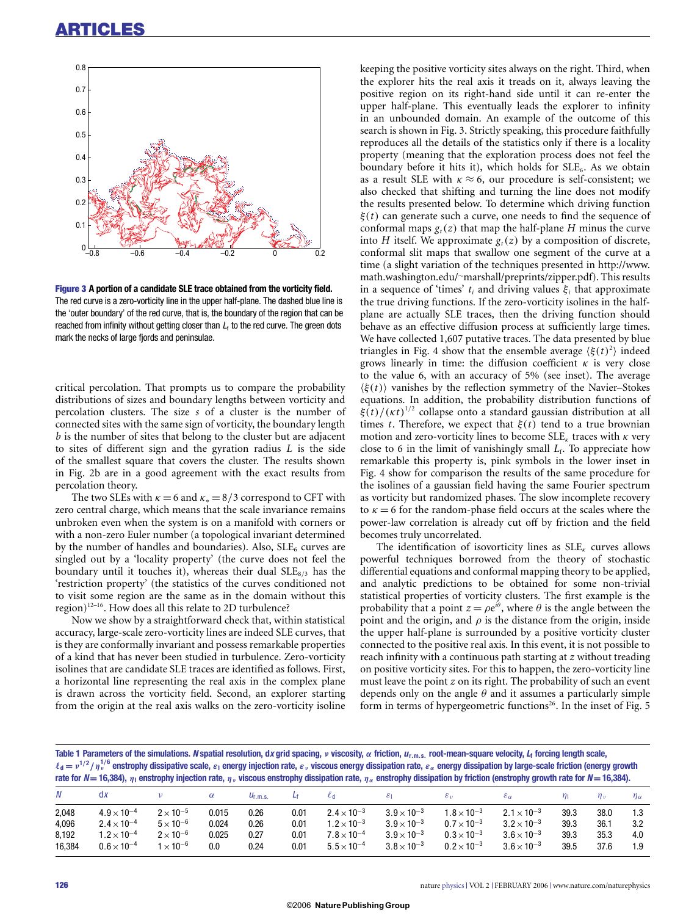0.8
0.7
0.6
0.5
0.4
0.3
0.2
0.1
0
–0.8
–0.6
–0.4
–0.2
0
0.2

**Figure 3 A portion of a candidate SLE trace obtained from the vorticity field.** The red curve is a zero-vorticity line in the upper half-plane. The dashed blue line is the 'outer boundary' of the red curve, that is, the boundary of the region that can be reached from infinity without getting closer than $L_f$ to the red curve. The green dots mark the necks of large fjords and peninsulae.

critical percolation. That prompts us to compare the probability distributions of sizes and boundary lengths between vorticity and percolation clusters. The size $s$ of a cluster is the number of connected sites with the same sign of vorticity, the boundary length $b$ is the number of sites that belong to the cluster but are adjacent to sites of different sign and the gyration radius $L$ is the side of the smallest square that covers the cluster. The results shown in Fig. 2b are in a good agreement with the exact results from percolation theory.

The two SLEs with $\kappa = 6$ and $\kappa_* = 8/3$ correspond to CFT with zero central charge, which means that the scale invariance remains unbroken even when the system is on a manifold with corners or with a non-zero Euler number (a topological invariant determined by the number of handles and boundaries). Also, $SLE_6$ curves are singled out by a 'locality property' (the curve does not feel the boundary until it touches it), whereas their dual $SLE_{8/3}$ has the 'restriction property' (the statistics of the curves conditioned not to visit some region are the same as in the domain without this region)[12–16]. How does all this relate to 2D turbulence?

Now we show by a straightforward check that, within statistical accuracy, large-scale zero-vorticity lines are indeed SLE curves, that is they are conformally invariant and possess remarkable properties of a kind that has never been studied in turbulence. Zero-vorticity isolines that are candidate SLE traces are identified as follows. First, a horizontal line representing the real axis in the complex plane is drawn across the vorticity field. Second, an explorer starting from the origin at the real axis walks on the zero-vorticity isoline keeping the positive vorticity sites always on the right. Third, when the explorer hits the real axis it treads on it, always leaving the positive region on its right-hand side until it can re-enter the upper half-plane. This eventually leads the explorer to infinity in an unbounded domain. An example of the outcome of this search is shown in Fig. 3. Strictly speaking, this procedure faithfully reproduces all the details of the statistics only if there is a locality property (meaning that the exploration process does not feel the boundary before it hits it), which holds for $SLE_6$. As we obtain as a result SLE with $\kappa \approx 6$, our procedure is self-consistent; we also checked that shifting and turning the line does not modify the results presented below. To determine which driving function $\xi(t)$ can generate such a curve, one needs to find the sequence of conformal maps $g_t(z)$ that map the half-plane $H$ minus the curve into $H$ itself. We approximate $g_t(z)$ by a composition of discrete, conformal slit maps that swallow one segment of the curve at a time (a slight variation of the techniques presented in http://www.math.washington.edu/~marshall/preprints/zipper.pdf). This results in a sequence of 'times' $t_i$ and driving values $\xi_i$ that approximate the true driving functions. If the zero-vorticity isolines in the half-plane are actually SLE traces, then the driving function should behave as an effective diffusion process at sufficiently large times. We have collected 1,607 putative traces. The data presented by blue triangles in Fig. 4 show that the ensemble average $\langle \xi(t)^2 \rangle$ indeed grows linearly in time: the diffusion coefficient $\kappa$ is very close to the value 6, with an accuracy of 5% (see inset). The average $\langle \xi(t) \rangle$ vanishes by the reflection symmetry of the Navier–Stokes equations. In addition, the probability distribution functions of $\xi(t)/(\kappa t)^{1/2}$ collapse onto a standard gaussian distribution at all times $t$. Therefore, we expect that $\xi(t)$ tend to a true brownian motion and zero-vorticity lines to become $SLE_\kappa$ traces with $\kappa$ very close to 6 in the limit of vanishingly small $L_f$. To appreciate how remarkable this property is, pink symbols in the lower inset in Fig. 4 show for comparison the results of the same procedure for the isolines of a gaussian field having the same Fourier spectrum as vorticity but randomized phases. The slow incomplete recovery to $\kappa = 6$ for the random-phase field occurs at the scales where the power-law correlation is already cut off by friction and the field becomes truly uncorrelated.

The identification of isovorticity lines as $SLE_\kappa$ curves allows powerful techniques borrowed from the theory of stochastic differential equations and conformal mapping theory to be applied, and analytic predictions to be obtained for some non-trivial statistical properties of vorticity clusters. The first example is the probability that a point $z = \rho e^{i\theta}$, where $\theta$ is the angle between the point and the origin, and $\rho$ is the distance from the origin, inside the upper half-plane is surrounded by a positive vorticity cluster connected to the positive real axis. In this event, it is not possible to reach infinity with a continuous path starting at $z$ without treading on positive vorticity sites. For this to happen, the zero-vorticity line must leave the point $z$ on its right. The probability of such an event depends only on the angle $\theta$ and it assumes a particularly simple form in terms of hypergeometric functions[26]. In the inset of Fig. 5

**Table 1 Parameters of the simulations.** $N$ spatial resolution, d$x$ grid spacing, $\nu$ viscosity, $\alpha$ friction, $u_{r.m.s.}$ root-mean-square velocity, $L_f$ forcing length scale, $\ell_d = \nu^{1/2}/\eta_\nu^{1/6}$ enstrophy dissipative scale, $\varepsilon_I$ energy injection rate, $\varepsilon_\nu$ viscous energy dissipation rate, $\varepsilon_\alpha$ energy dissipation by large-scale friction (energy growth rate for $N$ = 16,384), $\eta_I$ enstrophy injection rate, $\eta_\nu$ viscous enstrophy dissipation rate, $\eta_\alpha$ enstrophy dissipation by friction (enstrophy growth rate for $N$ = 16,384).

| $N$ | d$x$ | $\nu$ | $\alpha$ | $u_{r.m.s.}$ | $L_f$ | $\ell_d$ | $\varepsilon_I$ | $\varepsilon_\nu$ | $\varepsilon_\alpha$ | $\eta_I$ | $\eta_\nu$ | $\eta_\alpha$ |
|---|---|---|---|---|---|---|---|---|---|---|---|---|
| 2,048 | $4.9\times10^{-4}$ | $2\times10^{-5}$ | 0.015 | 0.26 | 0.01 | $2.4\times10^{-3}$ | $3.9\times10^{-3}$ | $1.8\times10^{-3}$ | $2.1\times10^{-3}$ | 39.3 | 38.0 | 1.3 |
| 4,096 | $2.4\times10^{-4}$ | $5\times10^{-6}$ | 0.024 | 0.26 | 0.01 | $1.2\times10^{-3}$ | $3.9\times10^{-3}$ | $0.7\times10^{-3}$ | $3.2\times10^{-3}$ | 39.3 | 36.1 | 3.2 |
| 8,192 | $1.2\times10^{-4}$ | $2\times10^{-6}$ | 0.025 | 0.27 | 0.01 | $7.8\times10^{-4}$ | $3.9\times10^{-3}$ | $0.3\times10^{-3}$ | $3.6\times10^{-3}$ | 39.3 | 35.3 | 4.0 |
| 16,384 | $0.6\times10^{-4}$ | $1\times10^{-6}$ | 0.0 | 0.24 | 0.01 | $5.5\times10^{-4}$ | $3.8\times10^{-3}$ | $0.2\times10^{-3}$ | $3.6\times10^{-3}$ | 39.5 | 37.6 | 1.9 |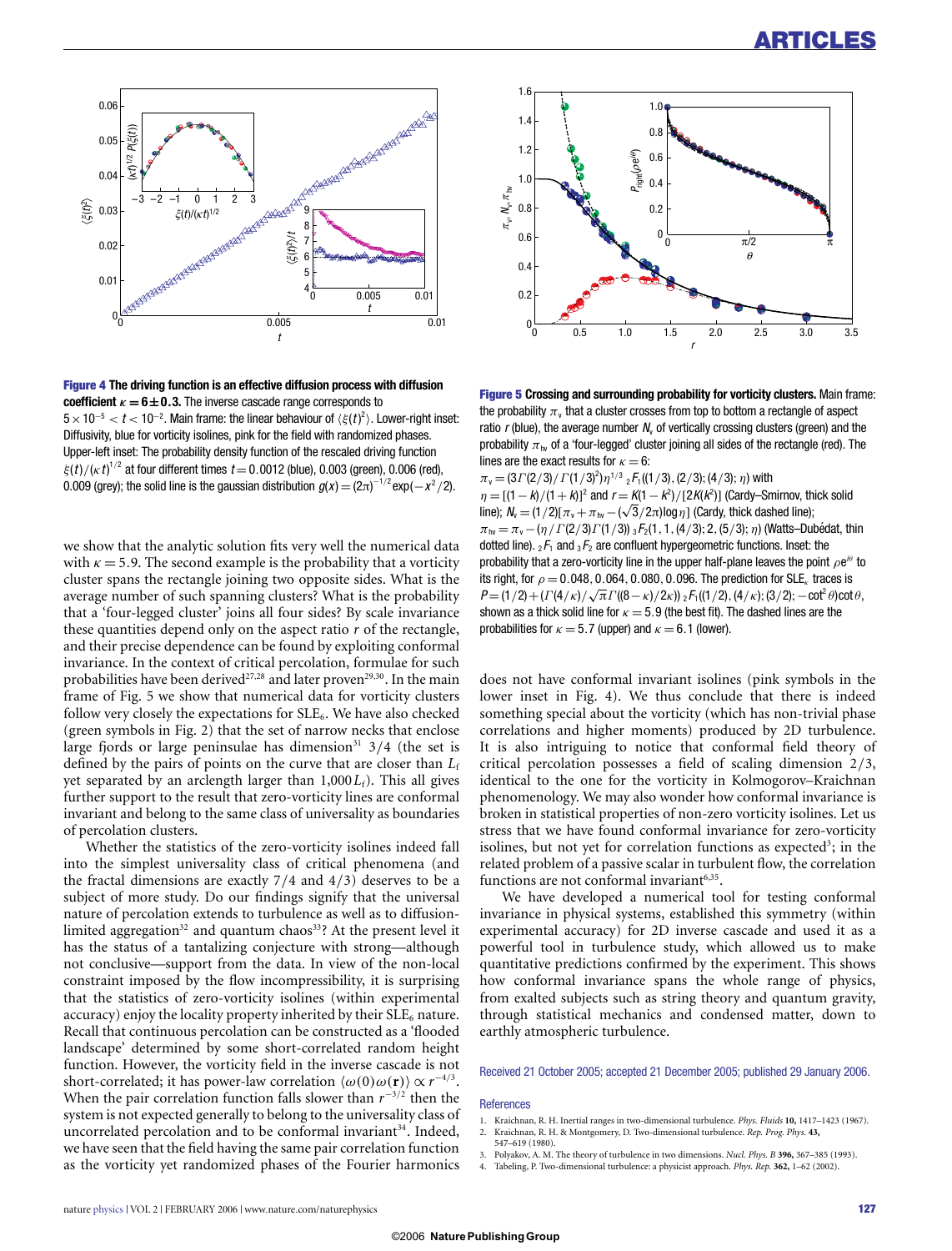0.06

0.05

0.04

0.03

0.02

0.01

0

$\langle \xi(t)^2 \rangle$

0 0.005 0.01

$t$

$(\kappa t)^{1/2} P(\xi(t))$

−3 −2 −1 0 1 2 3

$\xi(t)/(\kappa t)^{1/2}$

$\langle \xi(t)^2 \rangle / t$

9 8 7 6 5 4

0 0.005 0.01

$t$

**Figure 4 The driving function is an effective diffusion process with diffusion coefficient $\kappa = 6 \pm 0.3$.** The inverse cascade range corresponds to $5 \times 10^{-5} < t < 10^{-2}$. Main frame: the linear behaviour of $\langle \xi(t)^2 \rangle$. Lower-right inset: Diffusivity, blue for vorticity isolines, pink for the field with randomized phases. Upper-left inset: The probability density function of the rescaled driving function $\xi(t)/(\kappa t)^{1/2}$ at four different times $t = 0.0012$ (blue), 0.003 (green), 0.006 (red), 0.009 (grey); the solid line is the gaussian distribution $g(x) = (2\pi)^{-1/2} \exp(-x^2/2)$.

1.6

1.4

1.2

1.0

0.8

0.6

0.4

0.2

0

$\pi_v, N_v, \pi_{hv}$

0 0.5 1.0 1.5 2.0 2.5 3.0 3.5

$r$

$P_{\text{right}}(\rho e^{i\theta})$

1.0 0.8 0.6 0.4 0.2 0

0 $\pi/2$ $\pi$

$\theta$

**Figure 5 Crossing and surrounding probability for vorticity clusters.** Main frame: the probability $\pi_v$ that a cluster crosses from top to bottom a rectangle of aspect ratio $r$ (blue), the average number $N_v$ of vertically crossing clusters (green) and the probability $\pi_{hv}$ of a 'four-legged' cluster joining all sides of the rectangle (red). The lines are the exact results for $\kappa = 6$:
$\pi_v = (3\Gamma(2/3)/\Gamma(1/3)^2)\eta^{1/3}\,{}_2F_1((1/3),(2/3);(4/3);\eta)$ with $\eta = [(1-k)/(1+k)]^2$ and $r = K(1-k^2)/[2K(k^2)]$ (Cardy–Smirnov, thick solid line); $N_v = (1/2)[\pi_v + \pi_{hv} - (\sqrt{3}/2\pi)\log\eta]$ (Cardy, thick dashed line); $\pi_{hv} = \pi_v - (\eta/\Gamma(2/3)\Gamma(1/3))\,{}_3F_2(1,1,(4/3);2,(5/3);\eta)$ (Watts–Dubédat, thin dotted line). ${}_2F_1$ and ${}_3F_2$ are confluent hypergeometric functions. Inset: the probability that a zero-vorticity line in the upper half-plane leaves the point $\rho e^{i\theta}$ to its right, for $\rho = 0.048, 0.064, 0.080, 0.096$. The prediction for SLE$_\kappa$ traces is $P = (1/2) + (\Gamma(4/\kappa)/\sqrt{\pi}\Gamma((8-\kappa)/2\kappa))\,{}_2F_1((1/2),(4/\kappa);(3/2);-\cot^2\theta)\cot\theta$, shown as a thick solid line for $\kappa = 5.9$ (the best fit). The dashed lines are the probabilities for $\kappa = 5.7$ (upper) and $\kappa = 6.1$ (lower).

we show that the analytic solution fits very well the numerical data with $\kappa = 5.9$. The second example is the probability that a vorticity cluster spans the rectangle joining two opposite sides. What is the average number of such spanning clusters? What is the probability that a 'four-legged cluster' joins all four sides? By scale invariance these quantities depend only on the aspect ratio $r$ of the rectangle, and their precise dependence can be found by exploiting conformal invariance. In the context of critical percolation, formulae for such probabilities have been derived[27,28] and later proven[29,30]. In the main frame of Fig. 5 we show that numerical data for vorticity clusters follow very closely the expectations for SLE$_6$. We have also checked (green symbols in Fig. 2) that the set of narrow necks that enclose large fjords or large peninsulae has dimension[31] 3/4 (the set is defined by the pairs of points on the curve that are closer than $L_f$ yet separated by an arclength larger than $1{,}000\,L_f$). This all gives further support to the result that zero-vorticity lines are conformal invariant and belong to the same class of universality as boundaries of percolation clusters.

Whether the statistics of the zero-vorticity isolines indeed fall into the simplest universality class of critical phenomena (and the fractal dimensions are exactly 7/4 and 4/3) deserves to be a subject of more study. Do our findings signify that the universal nature of percolation extends to turbulence as well as to diffusion-limited aggregation[32] and quantum chaos[33]? At the present level it has the status of a tantalizing conjecture with strong—although not conclusive—support from the data. In view of the non-local constraint imposed by the flow incompressibility, it is surprising that the statistics of zero-vorticity isolines (within experimental accuracy) enjoy the locality property inherited by their SLE$_6$ nature. Recall that continuous percolation can be constructed as a 'flooded landscape' determined by some short-correlated random height function. However, the vorticity field in the inverse cascade is not short-correlated; it has power-law correlation $\langle \omega(0)\omega(\mathbf{r})\rangle \propto r^{-4/3}$. When the pair correlation function falls slower than $r^{-3/2}$ then the system is not expected generally to belong to the universality class of uncorrelated percolation and to be conformal invariant[34]. Indeed, we have seen that the field having the same pair correlation function as the vorticity yet randomized phases of the Fourier harmonics does not have conformal invariant isolines (pink symbols in the lower inset in Fig. 4). We thus conclude that there is indeed something special about the vorticity (which has non-trivial phase correlations and higher moments) produced by 2D turbulence. It is also intriguing to notice that conformal field theory of critical percolation possesses a field of scaling dimension 2/3, identical to the one for the vorticity in Kolmogorov–Kraichnan phenomenology. We may also wonder how conformal invariance is broken in statistical properties of non-zero vorticity isolines. Let us stress that we have found conformal invariance for zero-vorticity isolines, but not yet for correlation functions as expected[3]; in the related problem of a passive scalar in turbulent flow, the correlation functions are not conformal invariant[6,35].

We have developed a numerical tool for testing conformal invariance in physical systems, established this symmetry (within experimental accuracy) for 2D inverse cascade and used it as a powerful tool in turbulence study, which allowed us to make quantitative predictions confirmed by the experiment. This shows how conformal invariance spans the whole range of physics, from exalted subjects such as string theory and quantum gravity, through statistical mechanics and condensed matter, down to earthly atmospheric turbulence.

Received 21 October 2005; accepted 21 December 2005; published 29 January 2006.

## References

1. Kraichnan, R. H. Inertial ranges in two-dimensional turbulence. *Phys. Fluids* **10,** 1417–1423 (1967).
2. Kraichnan, R. H. & Montgomery, D. Two-dimensional turbulence. *Rep. Prog. Phys.* **43,** 547–619 (1980).
3. Polyakov, A. M. The theory of turbulence in two dimensions. *Nucl. Phys. B* **396,** 367–385 (1993).
4. Tabeling, P. Two-dimensional turbulence: a physicist approach. *Phys. Rep.* **362,** 1–62 (2002).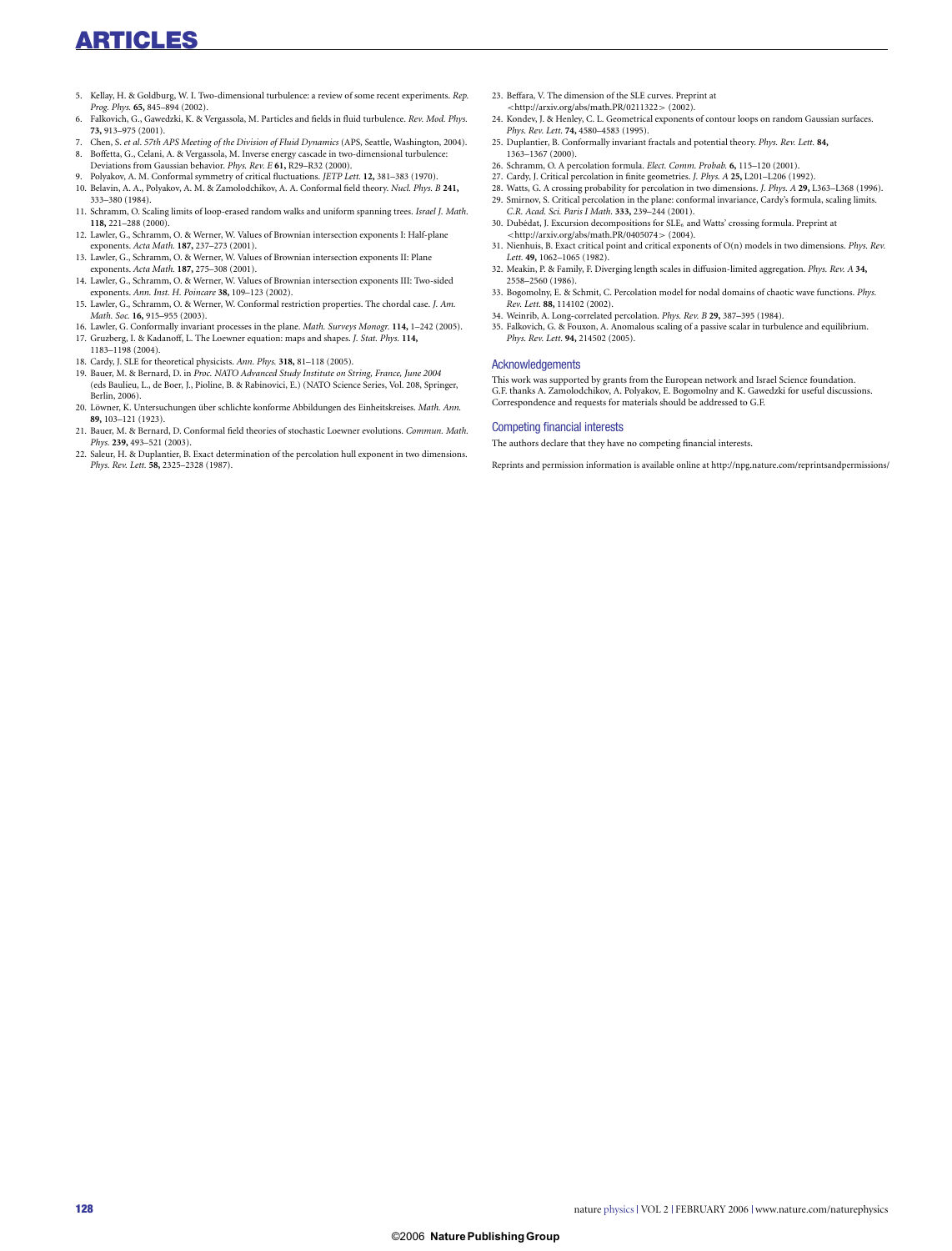5. Kellay, H. & Goldburg, W. I. Two-dimensional turbulence: a review of some recent experiments. *Rep. Prog. Phys.* **65,** 845–894 (2002).
6. Falkovich, G., Gawedzki, K. & Vergassola, M. Particles and fields in fluid turbulence. *Rev. Mod. Phys.* **73,** 913–975 (2001).
7. Chen, S. *et al. 57th APS Meeting of the Division of Fluid Dynamics* (APS, Seattle, Washington, 2004).
8. Boffetta, G., Celani, A. & Vergassola, M. Inverse energy cascade in two-dimensional turbulence: Deviations from Gaussian behavior. *Phys. Rev. E* **61,** R29–R32 (2000).
9. Polyakov, A. M. Conformal symmetry of critical fluctuations. *JETP Lett.* **12,** 381–383 (1970).
10. Belavin, A. A., Polyakov, A. M. & Zamolodchikov, A. A. Conformal field theory. *Nucl. Phys. B* **241,** 333–380 (1984).
11. Schramm, O. Scaling limits of loop-erased random walks and uniform spanning trees. *Israel J. Math.* **118,** 221–288 (2000).
12. Lawler, G., Schramm, O. & Werner, W. Values of Brownian intersection exponents I: Half-plane exponents. *Acta Math.* **187,** 237–273 (2001).
13. Lawler, G., Schramm, O. & Werner, W. Values of Brownian intersection exponents II: Plane exponents. *Acta Math.* **187,** 275–308 (2001).
14. Lawler, G., Schramm, O. & Werner, W. Values of Brownian intersection exponents III: Two-sided exponents. *Ann. Inst. H. Poincare* **38,** 109–123 (2002).
15. Lawler, G., Schramm, O. & Werner, W. Conformal restriction properties. The chordal case. *J. Am. Math. Soc.* **16,** 915–955 (2003).
16. Lawler, G. Conformally invariant processes in the plane. *Math. Surveys Monogr.* **114,** 1–242 (2005).
17. Gruzberg, I. & Kadanoff, L. The Loewner equation: maps and shapes. *J. Stat. Phys.* **114,** 1183–1198 (2004).
18. Cardy, J. SLE for theoretical physicists. *Ann. Phys.* **318,** 81–118 (2005).
19. Bauer, M. & Bernard, D. in *Proc. NATO Advanced Study Institute on String, France, June 2004* (eds Baulieu, L., de Boer, J., Pioline, B. & Rabinovici, E.) (NATO Science Series, Vol. 208, Springer, Berlin, 2006).
20. Löwner, K. Untersuchungen über schlichte konforme Abbildungen des Einheitskreises. *Math. Ann.* **89,** 103–121 (1923).
21. Bauer, M. & Bernard, D. Conformal field theories of stochastic Loewner evolutions. *Commun. Math. Phys.* **239,** 493–521 (2003).
22. Saleur, H. & Duplantier, B. Exact determination of the percolation hull exponent in two dimensions. *Phys. Rev. Lett.* **58,** 2325–2328 (1987).
23. Beffara, V. The dimension of the SLE curves. Preprint at <http://arxiv.org/abs/math.PR/0211322> (2002).
24. Kondev, J. & Henley, C. L. Geometrical exponents of contour loops on random Gaussian surfaces. *Phys. Rev. Lett.* **74,** 4580–4583 (1995).
25. Duplantier, B. Conformally invariant fractals and potential theory. *Phys. Rev. Lett.* **84,** 1363–1367 (2000).
26. Schramm, O. A percolation formula. *Elect. Comm. Probab.* **6,** 115–120 (2001).
27. Cardy, J. Critical percolation in finite geometries. *J. Phys. A* **25,** L201–L206 (1992).
28. Watts, G. A crossing probability for percolation in two dimensions. *J. Phys. A* **29,** L363–L368 (1996).
29. Smirnov, S. Critical percolation in the plane: conformal invariance, Cardy's formula, scaling limits. *C.R. Acad. Sci. Paris I Math.* **333,** 239–244 (2001).
30. Dubédat, J. Excursion decompositions for $SLE_6$ and Watts' crossing formula. Preprint at <http://arxiv.org/abs/math.PR/0405074> (2004).
31. Nienhuis, B. Exact critical point and critical exponents of O(n) models in two dimensions. *Phys. Rev. Lett.* **49,** 1062–1065 (1982).
32. Meakin, P. & Family, F. Diverging length scales in diffusion-limited aggregation. *Phys. Rev. A* **34,** 2558–2560 (1986).
33. Bogomolny, E. & Schmit, C. Percolation model for nodal domains of chaotic wave functions. *Phys. Rev. Lett.* **88,** 114102 (2002).
34. Weinrib, A. Long-correlated percolation. *Phys. Rev. B* **29,** 387–395 (1984).
35. Falkovich, G. & Fouxon, A. Anomalous scaling of a passive scalar in turbulence and equilibrium. *Phys. Rev. Lett.* **94,** 214502 (2005).

## Acknowledgements

This work was supported by grants from the European network and Israel Science foundation. G.F. thanks A. Zamolodchikov, A. Polyakov, E. Bogomolny and K. Gawedzki for useful discussions. Correspondence and requests for materials should be addressed to G.F.

## Competing financial interests

The authors declare that they have no competing financial interests.

Reprints and permission information is available online at http://npg.nature.com/reprintsandpermissions/